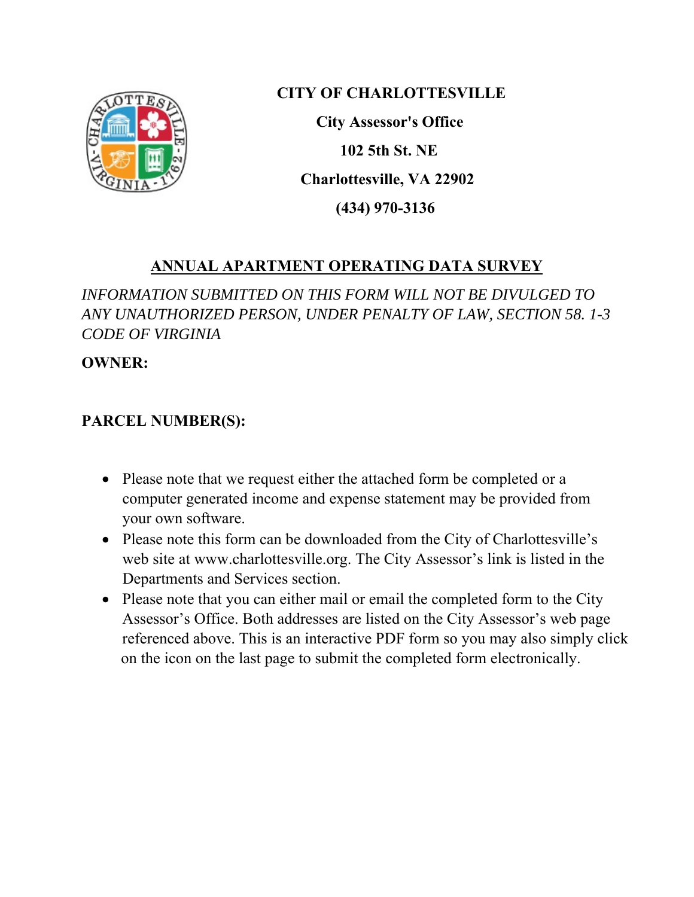**CITY OF CHARLOTTESVILLE**

**City Assessor's Office**

**102 5th St. NE**

**Charlottesville, VA 22902**

**(434) 970-3136**

## ANNUAL APARTMENT OPERATING DATA SURVEY

*INFORMATION SUBMITTED ON THIS FORM WILL NOT BE DIVULGED TO ANY UNAUTHORIZED PERSON, UNDER PENALTY OF LAW, SECTION 58. 1-3 CODE OF VIRGINIA*

**OWNER:**

**PARCEL NUMBER(S):**

- Please note that we request either the attached form be completed or a computer generated income and expense statement may be provided from your own software.
- Please note this form can be downloaded from the City of Charlottesville's web site at www.charlottesville.org. The City Assessor's link is listed in the Departments and Services section.
- Please note that you can either mail or email the completed form to the City Assessor's Office. Both addresses are listed on the City Assessor's web page referenced above. This is an interactive PDF form so you may also simply click on the icon on the last page to submit the completed form electronically.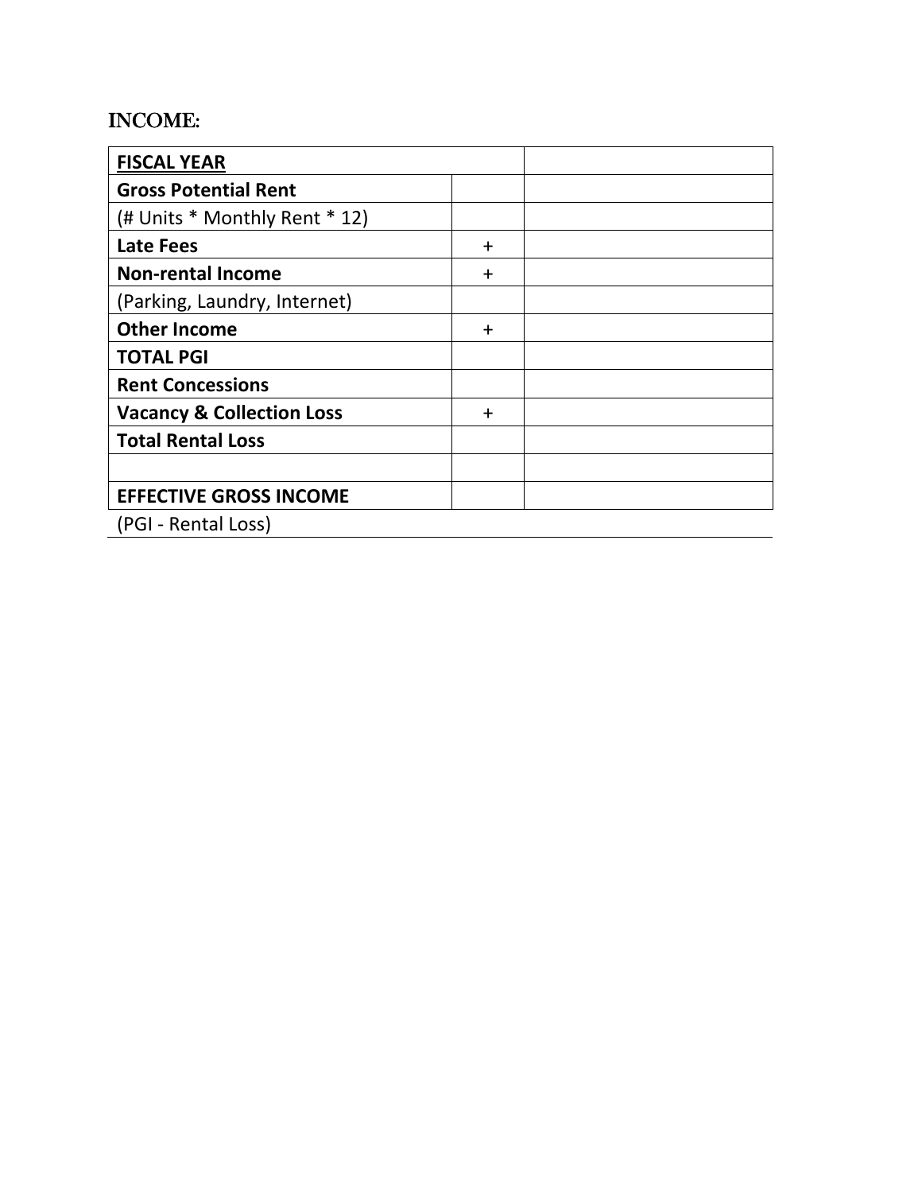INCOME:

| **FISCAL YEAR** | | |
|---|---|---|
| **Gross Potential Rent** | | |
| (# Units * Monthly Rent * 12) | | |
| **Late Fees** | + | |
| **Non-rental Income** | + | |
| (Parking, Laundry, Internet) | | |
| **Other Income** | + | |
| **TOTAL PGI** | | |
| **Rent Concessions** | | |
| **Vacancy & Collection Loss** | + | |
| **Total Rental Loss** | | |
| | | |
| **EFFECTIVE GROSS INCOME** | | |
| (PGI - Rental Loss) | | |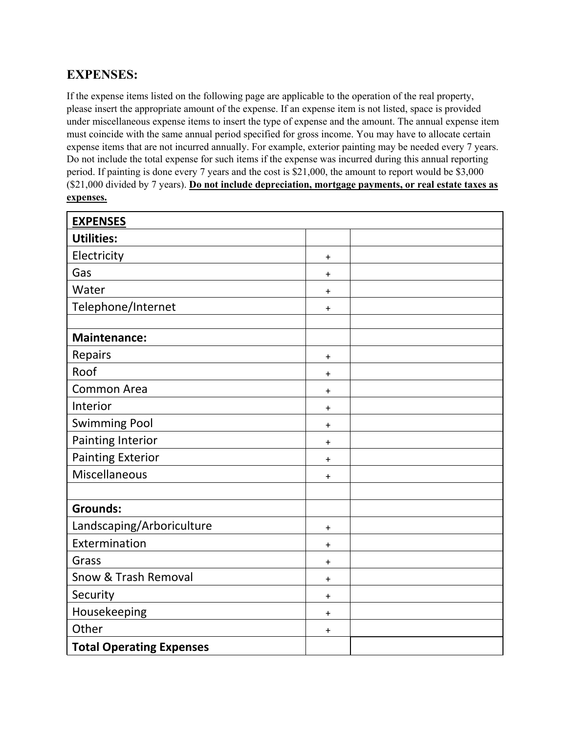## EXPENSES:

If the expense items listed on the following page are applicable to the operation of the real property, please insert the appropriate amount of the expense. If an expense item is not listed, space is provided under miscellaneous expense items to insert the type of expense and the amount. The annual expense item must coincide with the same annual period specified for gross income. You may have to allocate certain expense items that are not incurred annually. For example, exterior painting may be needed every 7 years. Do not include the total expense for such items if the expense was incurred during this annual reporting period. If painting is done every 7 years and the cost is $21,000, the amount to report would be $3,000 ($21,000 divided by 7 years). **Do not include depreciation, mortgage payments, or real estate taxes as expenses.**

| **EXPENSES** | | |
|---|---|---|
| **Utilities:** | | |
| Electricity | + | |
| Gas | + | |
| Water | + | |
| Telephone/Internet | + | |
| | | |
| **Maintenance:** | | |
| Repairs | + | |
| Roof | + | |
| Common Area | + | |
| Interior | + | |
| Swimming Pool | + | |
| Painting Interior | + | |
| Painting Exterior | + | |
| Miscellaneous | + | |
| | | |
| **Grounds:** | | |
| Landscaping/Arboriculture | + | |
| Extermination | + | |
| Grass | + | |
| Snow & Trash Removal | + | |
| Security | + | |
| Housekeeping | + | |
| Other | + | |
| **Total Operating Expenses** | | |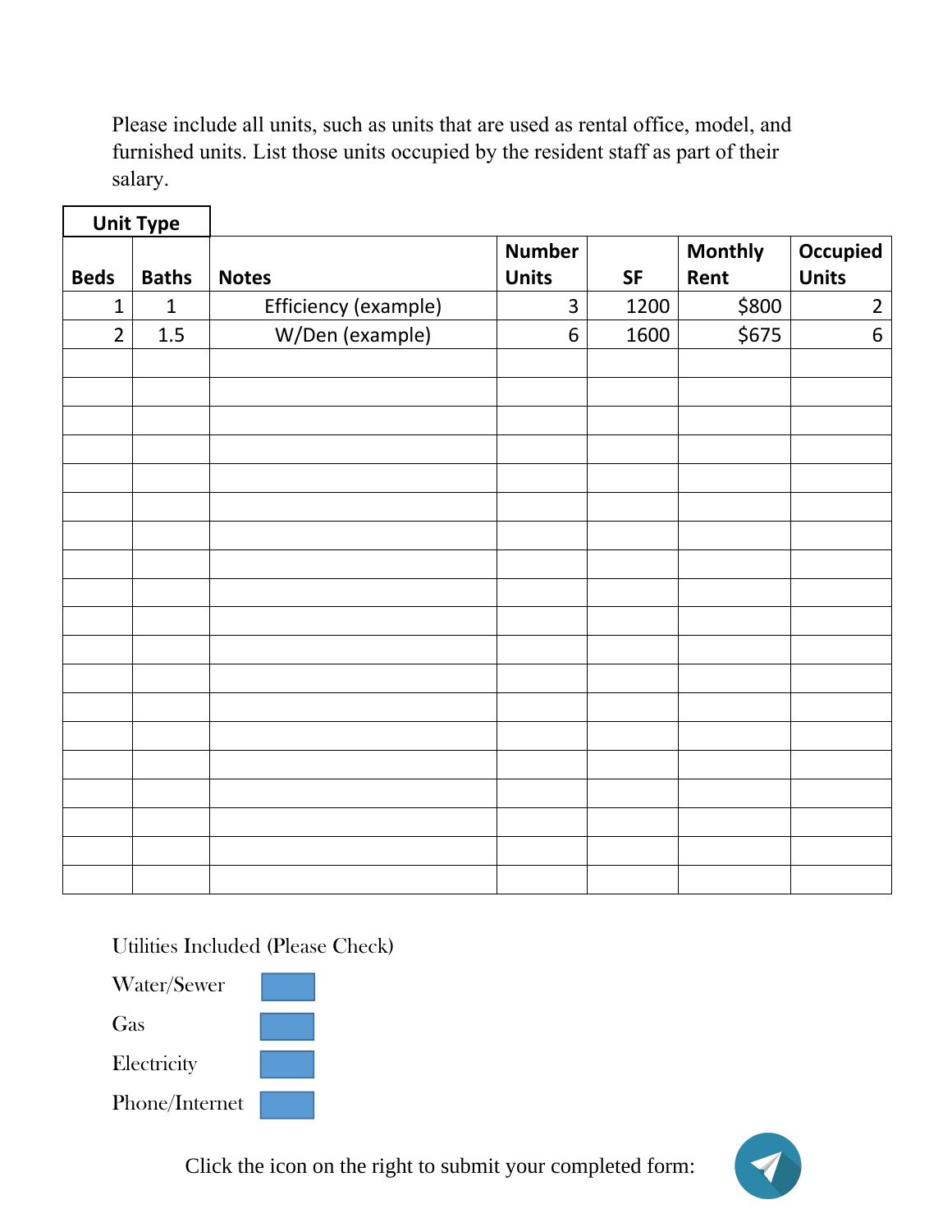Please include all units, such as units that are used as rental office, model, and furnished units. List those units occupied by the resident staff as part of their salary.

| Unit Type | | | | | | |
|---|---|---|---|---|---|---|
| Beds | Baths | Notes | Number Units | SF | Monthly Rent | Occupied Units |
| 1 | 1 | Efficiency (example) | 3 | 1200 | $800 | 2 |
| 2 | 1.5 | W/Den (example) | 6 | 1600 | $675 | 6 |
| | | | | | | |
| | | | | | | |
| | | | | | | |
| | | | | | | |
| | | | | | | |
| | | | | | | |
| | | | | | | |
| | | | | | | |
| | | | | | | |
| | | | | | | |
| | | | | | | |
| | | | | | | |
| | | | | | | |
| | | | | | | |
| | | | | | | |
| | | | | | | |
| | | | | | | |
| | | | | | | |
| | | | | | | |

Utilities Included (Please Check)

Water/Sewer

Gas

Electricity

Phone/Internet

Click the icon on the right to submit your completed form: